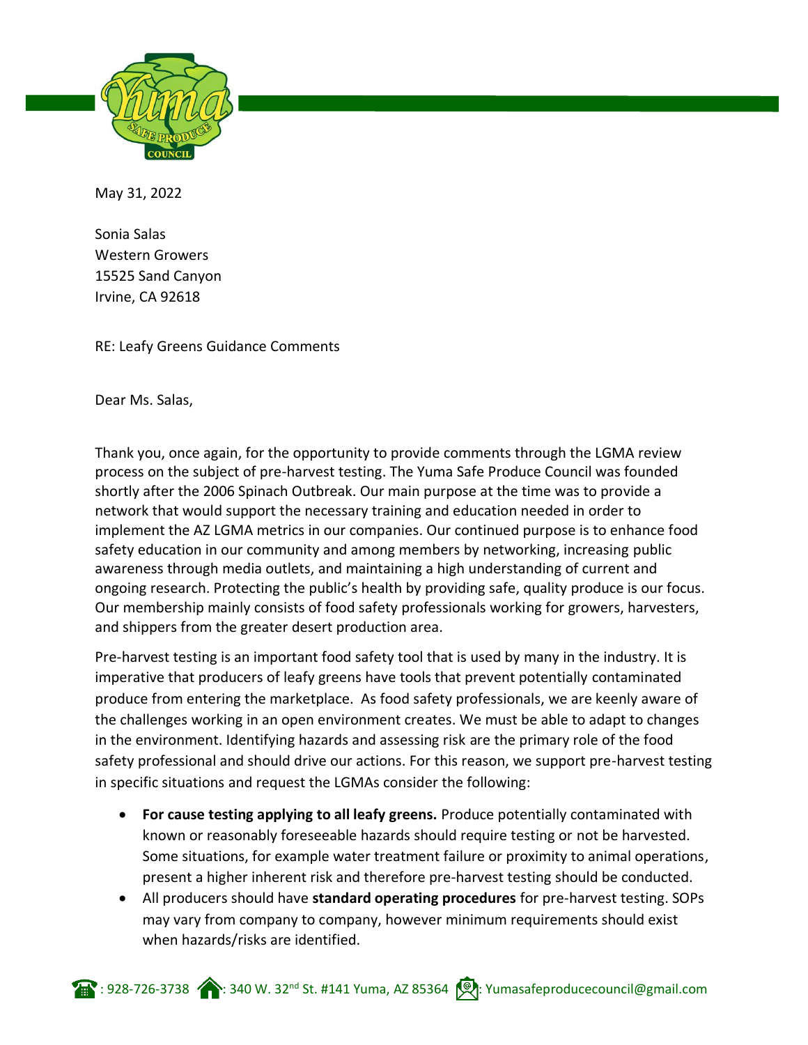May 31, 2022

Sonia Salas
Western Growers
15525 Sand Canyon
Irvine, CA 92618

RE: Leafy Greens Guidance Comments

Dear Ms. Salas,

Thank you, once again, for the opportunity to provide comments through the LGMA review process on the subject of pre-harvest testing. The Yuma Safe Produce Council was founded shortly after the 2006 Spinach Outbreak. Our main purpose at the time was to provide a network that would support the necessary training and education needed in order to implement the AZ LGMA metrics in our companies. Our continued purpose is to enhance food safety education in our community and among members by networking, increasing public awareness through media outlets, and maintaining a high understanding of current and ongoing research. Protecting the public's health by providing safe, quality produce is our focus. Our membership mainly consists of food safety professionals working for growers, harvesters, and shippers from the greater desert production area.

Pre-harvest testing is an important food safety tool that is used by many in the industry. It is imperative that producers of leafy greens have tools that prevent potentially contaminated produce from entering the marketplace. As food safety professionals, we are keenly aware of the challenges working in an open environment creates. We must be able to adapt to changes in the environment. Identifying hazards and assessing risk are the primary role of the food safety professional and should drive our actions. For this reason, we support pre-harvest testing in specific situations and request the LGMAs consider the following:

- **For cause testing applying to all leafy greens.** Produce potentially contaminated with known or reasonably foreseeable hazards should require testing or not be harvested. Some situations, for example water treatment failure or proximity to animal operations, present a higher inherent risk and therefore pre-harvest testing should be conducted.
- All producers should have **standard operating procedures** for pre-harvest testing. SOPs may vary from company to company, however minimum requirements should exist when hazards/risks are identified.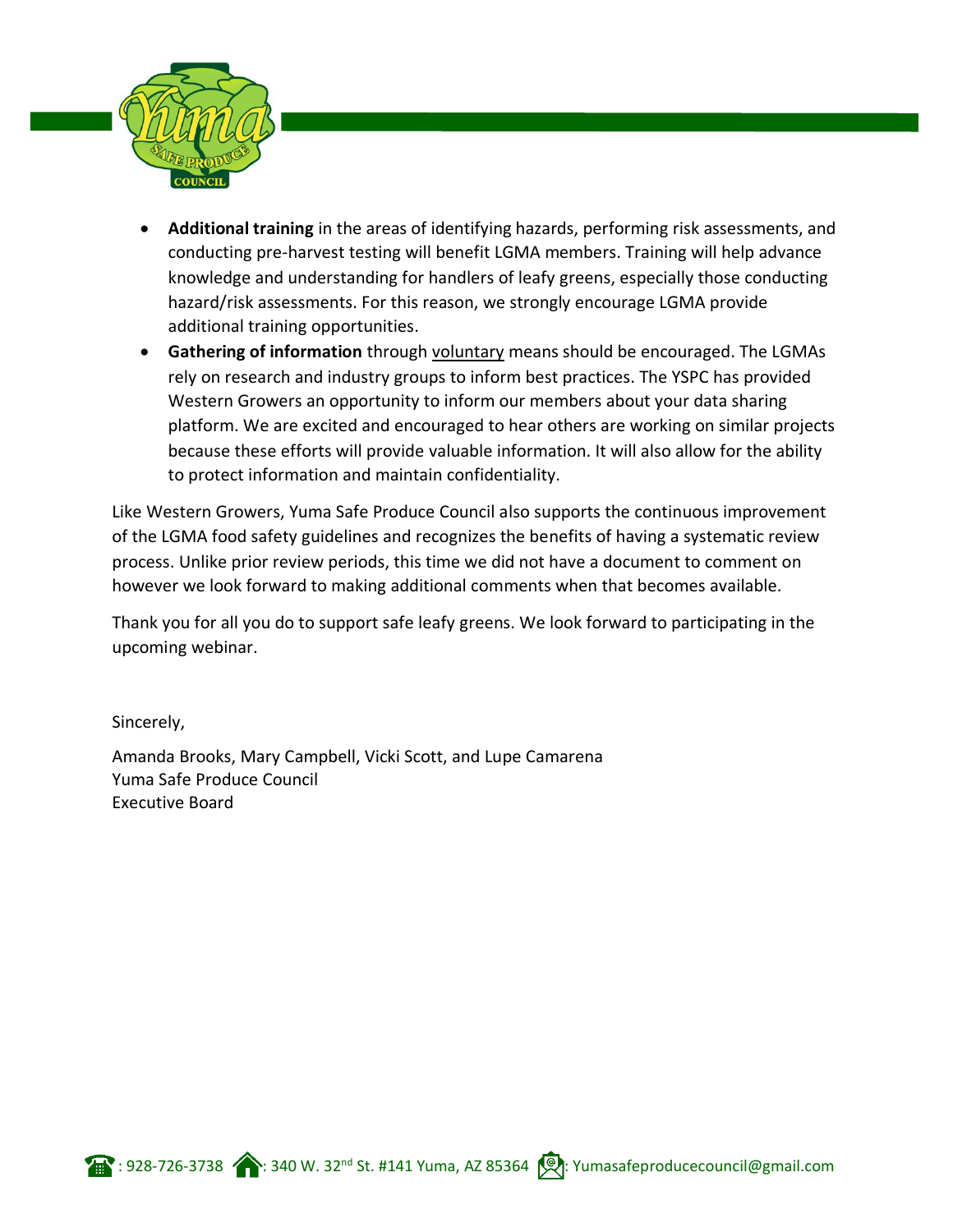- **Additional training** in the areas of identifying hazards, performing risk assessments, and conducting pre-harvest testing will benefit LGMA members. Training will help advance knowledge and understanding for handlers of leafy greens, especially those conducting hazard/risk assessments. For this reason, we strongly encourage LGMA provide additional training opportunities.
- **Gathering of information** through voluntary means should be encouraged. The LGMAs rely on research and industry groups to inform best practices. The YSPC has provided Western Growers an opportunity to inform our members about your data sharing platform. We are excited and encouraged to hear others are working on similar projects because these efforts will provide valuable information. It will also allow for the ability to protect information and maintain confidentiality.

Like Western Growers, Yuma Safe Produce Council also supports the continuous improvement of the LGMA food safety guidelines and recognizes the benefits of having a systematic review process. Unlike prior review periods, this time we did not have a document to comment on however we look forward to making additional comments when that becomes available.

Thank you for all you do to support safe leafy greens. We look forward to participating in the upcoming webinar.

Sincerely,

Amanda Brooks, Mary Campbell, Vicki Scott, and Lupe Camarena
Yuma Safe Produce Council
Executive Board

: 928-726-3738 : 340 W. 32nd St. #141 Yuma, AZ 85364 : Yumasafeproducecouncil@gmail.com